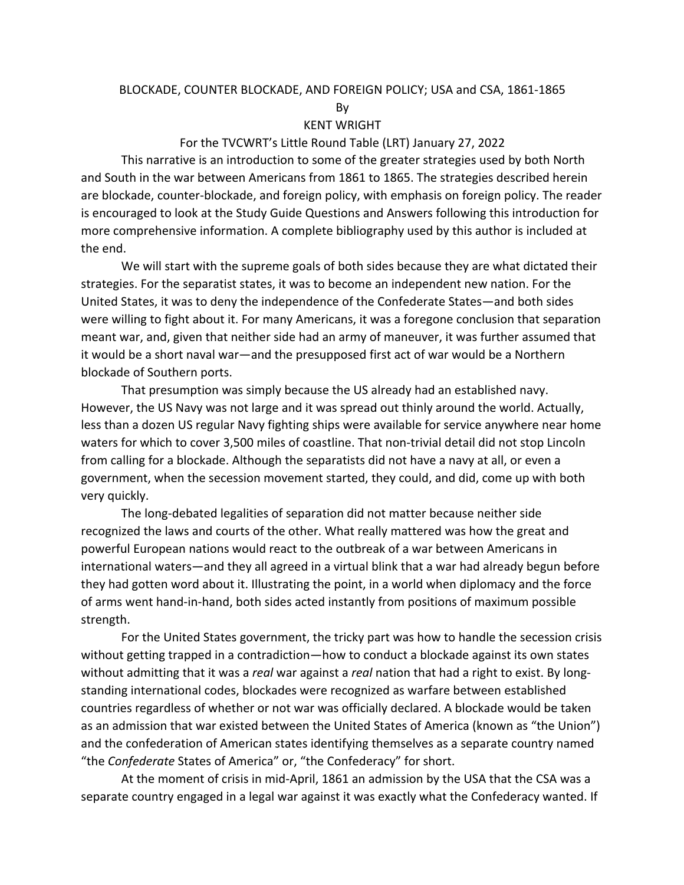# BLOCKADE, COUNTER BLOCKADE, AND FOREIGN POLICY; USA and CSA, 1861-1865

By

KENT WRIGHT

For the TVCWRT's Little Round Table (LRT) January 27, 2022

This narrative is an introduction to some of the greater strategies used by both North and South in the war between Americans from 1861 to 1865. The strategies described herein are blockade, counter-blockade, and foreign policy, with emphasis on foreign policy. The reader is encouraged to look at the Study Guide Questions and Answers following this introduction for more comprehensive information. A complete bibliography used by this author is included at the end.

We will start with the supreme goals of both sides because they are what dictated their strategies. For the separatist states, it was to become an independent new nation. For the United States, it was to deny the independence of the Confederate States—and both sides were willing to fight about it. For many Americans, it was a foregone conclusion that separation meant war, and, given that neither side had an army of maneuver, it was further assumed that it would be a short naval war—and the presupposed first act of war would be a Northern blockade of Southern ports.

That presumption was simply because the US already had an established navy. However, the US Navy was not large and it was spread out thinly around the world. Actually, less than a dozen US regular Navy fighting ships were available for service anywhere near home waters for which to cover 3,500 miles of coastline. That non-trivial detail did not stop Lincoln from calling for a blockade. Although the separatists did not have a navy at all, or even a government, when the secession movement started, they could, and did, come up with both very quickly.

The long-debated legalities of separation did not matter because neither side recognized the laws and courts of the other. What really mattered was how the great and powerful European nations would react to the outbreak of a war between Americans in international waters—and they all agreed in a virtual blink that a war had already begun before they had gotten word about it. Illustrating the point, in a world when diplomacy and the force of arms went hand-in-hand, both sides acted instantly from positions of maximum possible strength.

For the United States government, the tricky part was how to handle the secession crisis without getting trapped in a contradiction—how to conduct a blockade against its own states without admitting that it was a *real* war against a *real* nation that had a right to exist. By long-standing international codes, blockades were recognized as warfare between established countries regardless of whether or not war was officially declared. A blockade would be taken as an admission that war existed between the United States of America (known as "the Union") and the confederation of American states identifying themselves as a separate country named "the *Confederate* States of America" or, "the Confederacy" for short.

At the moment of crisis in mid-April, 1861 an admission by the USA that the CSA was a separate country engaged in a legal war against it was exactly what the Confederacy wanted. If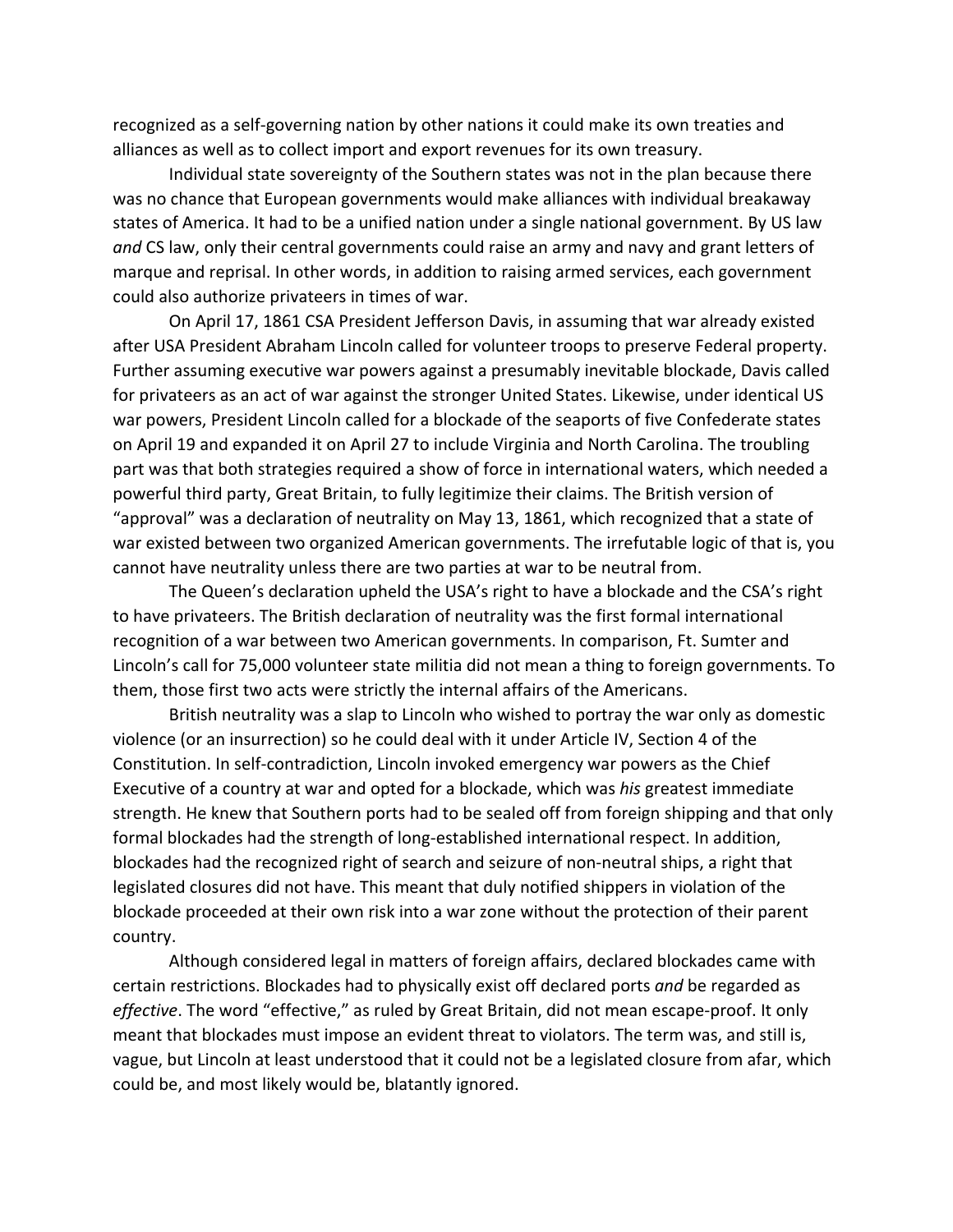recognized as a self-governing nation by other nations it could make its own treaties and alliances as well as to collect import and export revenues for its own treasury.

Individual state sovereignty of the Southern states was not in the plan because there was no chance that European governments would make alliances with individual breakaway states of America. It had to be a unified nation under a single national government. By US law *and* CS law, only their central governments could raise an army and navy and grant letters of marque and reprisal. In other words, in addition to raising armed services, each government could also authorize privateers in times of war.

On April 17, 1861 CSA President Jefferson Davis, in assuming that war already existed after USA President Abraham Lincoln called for volunteer troops to preserve Federal property. Further assuming executive war powers against a presumably inevitable blockade, Davis called for privateers as an act of war against the stronger United States. Likewise, under identical US war powers, President Lincoln called for a blockade of the seaports of five Confederate states on April 19 and expanded it on April 27 to include Virginia and North Carolina. The troubling part was that both strategies required a show of force in international waters, which needed a powerful third party, Great Britain, to fully legitimize their claims. The British version of "approval" was a declaration of neutrality on May 13, 1861, which recognized that a state of war existed between two organized American governments. The irrefutable logic of that is, you cannot have neutrality unless there are two parties at war to be neutral from.

The Queen's declaration upheld the USA's right to have a blockade and the CSA's right to have privateers. The British declaration of neutrality was the first formal international recognition of a war between two American governments. In comparison, Ft. Sumter and Lincoln's call for 75,000 volunteer state militia did not mean a thing to foreign governments. To them, those first two acts were strictly the internal affairs of the Americans.

British neutrality was a slap to Lincoln who wished to portray the war only as domestic violence (or an insurrection) so he could deal with it under Article IV, Section 4 of the Constitution. In self-contradiction, Lincoln invoked emergency war powers as the Chief Executive of a country at war and opted for a blockade, which was *his* greatest immediate strength. He knew that Southern ports had to be sealed off from foreign shipping and that only formal blockades had the strength of long-established international respect. In addition, blockades had the recognized right of search and seizure of non-neutral ships, a right that legislated closures did not have. This meant that duly notified shippers in violation of the blockade proceeded at their own risk into a war zone without the protection of their parent country.

Although considered legal in matters of foreign affairs, declared blockades came with certain restrictions. Blockades had to physically exist off declared ports *and* be regarded as *effective*. The word "effective," as ruled by Great Britain, did not mean escape-proof. It only meant that blockades must impose an evident threat to violators. The term was, and still is, vague, but Lincoln at least understood that it could not be a legislated closure from afar, which could be, and most likely would be, blatantly ignored.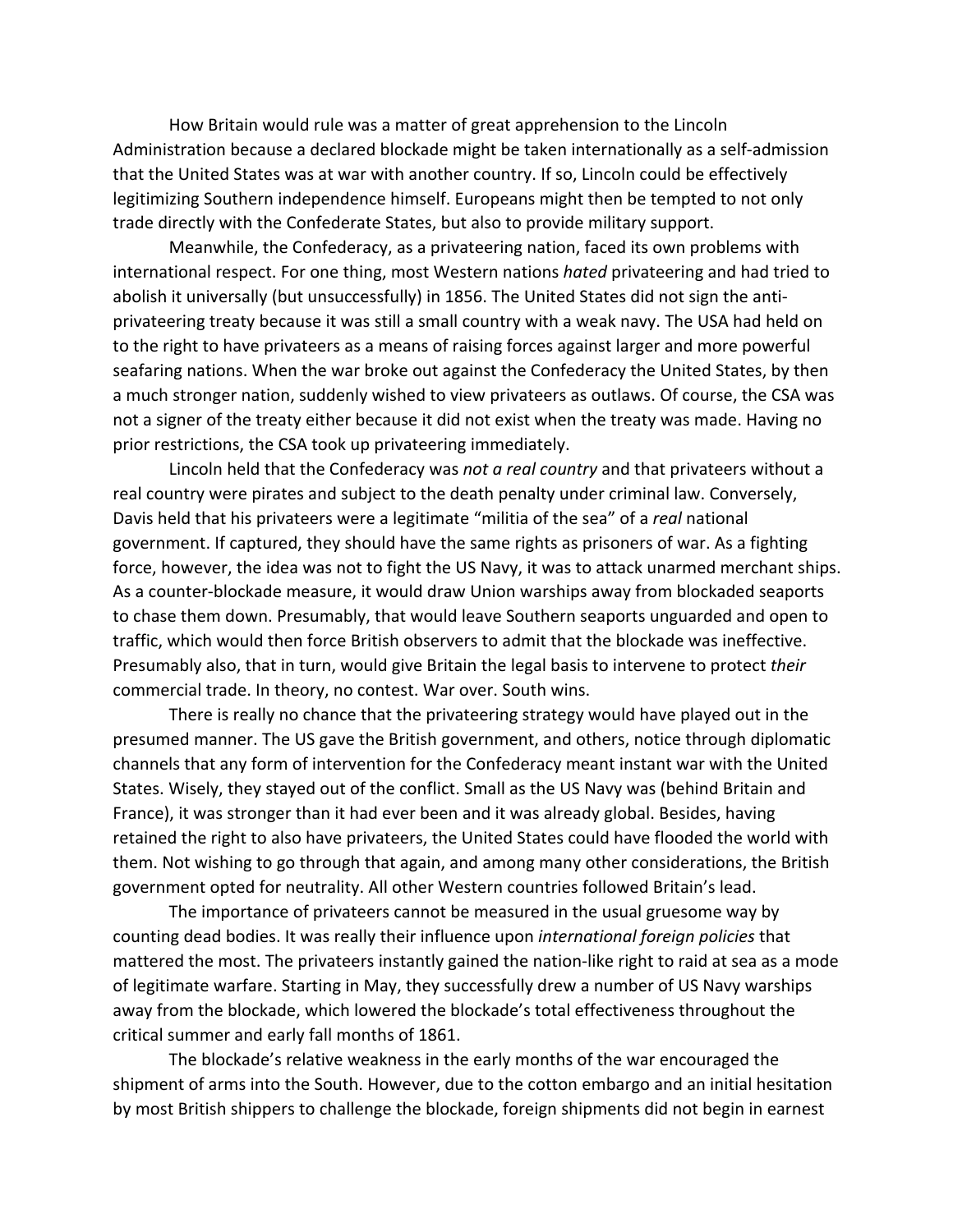How Britain would rule was a matter of great apprehension to the Lincoln Administration because a declared blockade might be taken internationally as a self-admission that the United States was at war with another country. If so, Lincoln could be effectively legitimizing Southern independence himself. Europeans might then be tempted to not only trade directly with the Confederate States, but also to provide military support.

Meanwhile, the Confederacy, as a privateering nation, faced its own problems with international respect. For one thing, most Western nations *hated* privateering and had tried to abolish it universally (but unsuccessfully) in 1856. The United States did not sign the anti-privateering treaty because it was still a small country with a weak navy. The USA had held on to the right to have privateers as a means of raising forces against larger and more powerful seafaring nations. When the war broke out against the Confederacy the United States, by then a much stronger nation, suddenly wished to view privateers as outlaws. Of course, the CSA was not a signer of the treaty either because it did not exist when the treaty was made. Having no prior restrictions, the CSA took up privateering immediately.

Lincoln held that the Confederacy was *not a real country* and that privateers without a real country were pirates and subject to the death penalty under criminal law. Conversely, Davis held that his privateers were a legitimate "militia of the sea" of a *real* national government. If captured, they should have the same rights as prisoners of war. As a fighting force, however, the idea was not to fight the US Navy, it was to attack unarmed merchant ships. As a counter-blockade measure, it would draw Union warships away from blockaded seaports to chase them down. Presumably, that would leave Southern seaports unguarded and open to traffic, which would then force British observers to admit that the blockade was ineffective. Presumably also, that in turn, would give Britain the legal basis to intervene to protect *their* commercial trade. In theory, no contest. War over. South wins.

There is really no chance that the privateering strategy would have played out in the presumed manner. The US gave the British government, and others, notice through diplomatic channels that any form of intervention for the Confederacy meant instant war with the United States. Wisely, they stayed out of the conflict. Small as the US Navy was (behind Britain and France), it was stronger than it had ever been and it was already global. Besides, having retained the right to also have privateers, the United States could have flooded the world with them. Not wishing to go through that again, and among many other considerations, the British government opted for neutrality. All other Western countries followed Britain's lead.

The importance of privateers cannot be measured in the usual gruesome way by counting dead bodies. It was really their influence upon *international foreign policies* that mattered the most. The privateers instantly gained the nation-like right to raid at sea as a mode of legitimate warfare. Starting in May, they successfully drew a number of US Navy warships away from the blockade, which lowered the blockade's total effectiveness throughout the critical summer and early fall months of 1861.

The blockade's relative weakness in the early months of the war encouraged the shipment of arms into the South. However, due to the cotton embargo and an initial hesitation by most British shippers to challenge the blockade, foreign shipments did not begin in earnest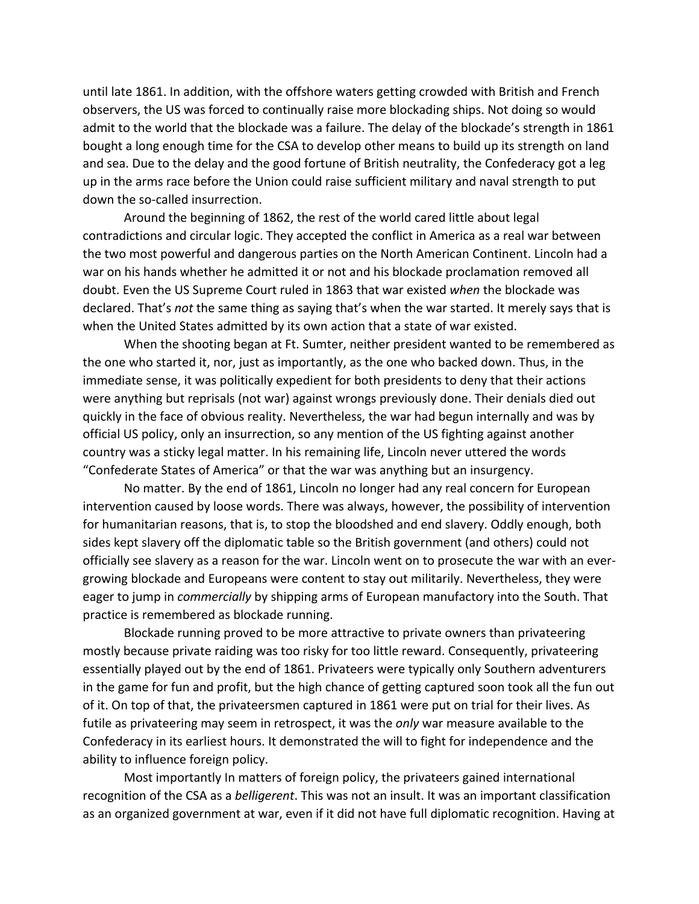until late 1861. In addition, with the offshore waters getting crowded with British and French observers, the US was forced to continually raise more blockading ships. Not doing so would admit to the world that the blockade was a failure. The delay of the blockade's strength in 1861 bought a long enough time for the CSA to develop other means to build up its strength on land and sea. Due to the delay and the good fortune of British neutrality, the Confederacy got a leg up in the arms race before the Union could raise sufficient military and naval strength to put down the so-called insurrection.

Around the beginning of 1862, the rest of the world cared little about legal contradictions and circular logic. They accepted the conflict in America as a real war between the two most powerful and dangerous parties on the North American Continent. Lincoln had a war on his hands whether he admitted it or not and his blockade proclamation removed all doubt. Even the US Supreme Court ruled in 1863 that war existed *when* the blockade was declared. That's *not* the same thing as saying that's when the war started. It merely says that is when the United States admitted by its own action that a state of war existed.

When the shooting began at Ft. Sumter, neither president wanted to be remembered as the one who started it, nor, just as importantly, as the one who backed down. Thus, in the immediate sense, it was politically expedient for both presidents to deny that their actions were anything but reprisals (not war) against wrongs previously done. Their denials died out quickly in the face of obvious reality. Nevertheless, the war had begun internally and was by official US policy, only an insurrection, so any mention of the US fighting against another country was a sticky legal matter. In his remaining life, Lincoln never uttered the words "Confederate States of America" or that the war was anything but an insurgency.

No matter. By the end of 1861, Lincoln no longer had any real concern for European intervention caused by loose words. There was always, however, the possibility of intervention for humanitarian reasons, that is, to stop the bloodshed and end slavery. Oddly enough, both sides kept slavery off the diplomatic table so the British government (and others) could not officially see slavery as a reason for the war. Lincoln went on to prosecute the war with an ever-growing blockade and Europeans were content to stay out militarily. Nevertheless, they were eager to jump in *commercially* by shipping arms of European manufactory into the South. That practice is remembered as blockade running.

Blockade running proved to be more attractive to private owners than privateering mostly because private raiding was too risky for too little reward. Consequently, privateering essentially played out by the end of 1861. Privateers were typically only Southern adventurers in the game for fun and profit, but the high chance of getting captured soon took all the fun out of it. On top of that, the privateersmen captured in 1861 were put on trial for their lives. As futile as privateering may seem in retrospect, it was the *only* war measure available to the Confederacy in its earliest hours. It demonstrated the will to fight for independence and the ability to influence foreign policy.

Most importantly In matters of foreign policy, the privateers gained international recognition of the CSA as a *belligerent*. This was not an insult. It was an important classification as an organized government at war, even if it did not have full diplomatic recognition. Having at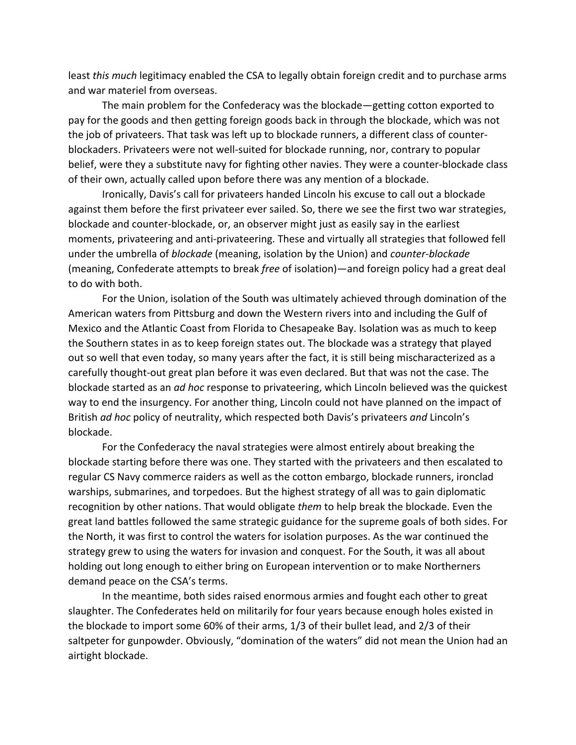least *this much* legitimacy enabled the CSA to legally obtain foreign credit and to purchase arms and war materiel from overseas.

The main problem for the Confederacy was the blockade—getting cotton exported to pay for the goods and then getting foreign goods back in through the blockade, which was not the job of privateers. That task was left up to blockade runners, a different class of counter-blockaders. Privateers were not well-suited for blockade running, nor, contrary to popular belief, were they a substitute navy for fighting other navies. They were a counter-blockade class of their own, actually called upon before there was any mention of a blockade.

Ironically, Davis's call for privateers handed Lincoln his excuse to call out a blockade against them before the first privateer ever sailed. So, there we see the first two war strategies, blockade and counter-blockade, or, an observer might just as easily say in the earliest moments, privateering and anti-privateering. These and virtually all strategies that followed fell under the umbrella of *blockade* (meaning, isolation by the Union) and *counter-blockade* (meaning, Confederate attempts to break *free* of isolation)—and foreign policy had a great deal to do with both.

For the Union, isolation of the South was ultimately achieved through domination of the American waters from Pittsburg and down the Western rivers into and including the Gulf of Mexico and the Atlantic Coast from Florida to Chesapeake Bay. Isolation was as much to keep the Southern states in as to keep foreign states out. The blockade was a strategy that played out so well that even today, so many years after the fact, it is still being mischaracterized as a carefully thought-out great plan before it was even declared. But that was not the case. The blockade started as an *ad hoc* response to privateering, which Lincoln believed was the quickest way to end the insurgency. For another thing, Lincoln could not have planned on the impact of British *ad hoc* policy of neutrality, which respected both Davis's privateers *and* Lincoln's blockade.

For the Confederacy the naval strategies were almost entirely about breaking the blockade starting before there was one. They started with the privateers and then escalated to regular CS Navy commerce raiders as well as the cotton embargo, blockade runners, ironclad warships, submarines, and torpedoes. But the highest strategy of all was to gain diplomatic recognition by other nations. That would obligate *them* to help break the blockade. Even the great land battles followed the same strategic guidance for the supreme goals of both sides. For the North, it was first to control the waters for isolation purposes. As the war continued the strategy grew to using the waters for invasion and conquest. For the South, it was all about holding out long enough to either bring on European intervention or to make Northerners demand peace on the CSA's terms.

In the meantime, both sides raised enormous armies and fought each other to great slaughter. The Confederates held on militarily for four years because enough holes existed in the blockade to import some 60% of their arms, 1/3 of their bullet lead, and 2/3 of their saltpeter for gunpowder. Obviously, "domination of the waters" did not mean the Union had an airtight blockade.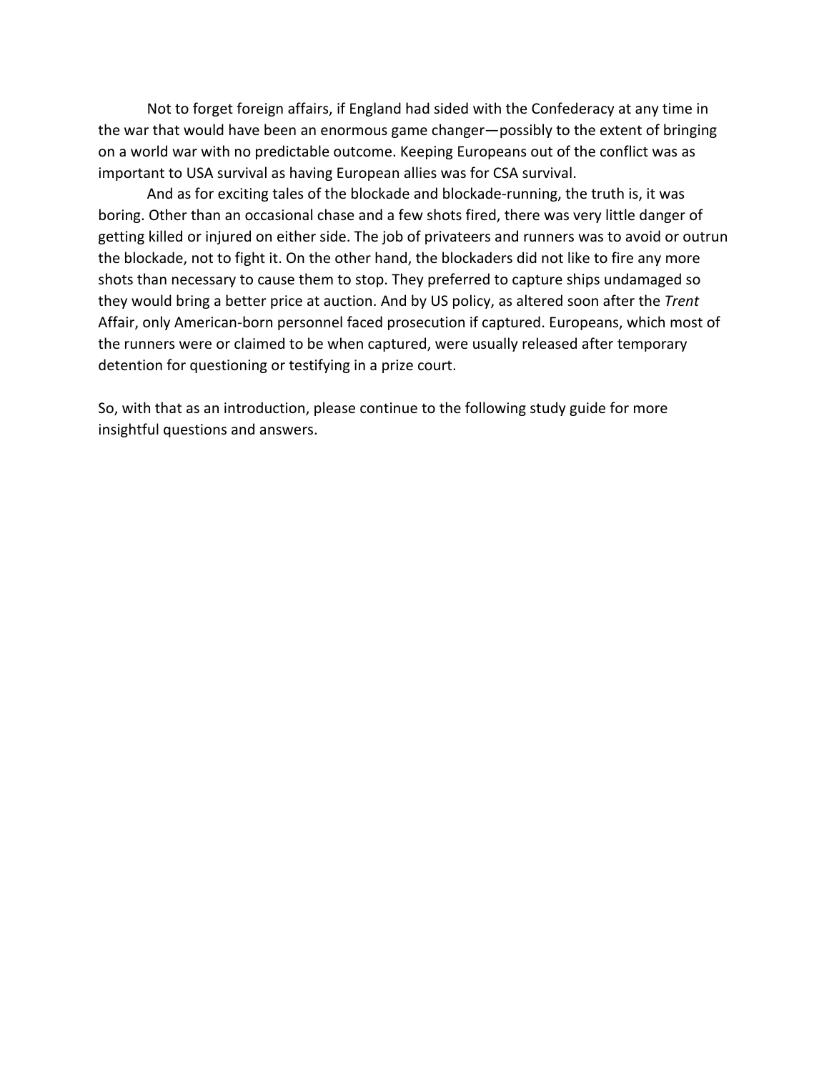Not to forget foreign affairs, if England had sided with the Confederacy at any time in the war that would have been an enormous game changer—possibly to the extent of bringing on a world war with no predictable outcome. Keeping Europeans out of the conflict was as important to USA survival as having European allies was for CSA survival.

And as for exciting tales of the blockade and blockade-running, the truth is, it was boring. Other than an occasional chase and a few shots fired, there was very little danger of getting killed or injured on either side. The job of privateers and runners was to avoid or outrun the blockade, not to fight it. On the other hand, the blockaders did not like to fire any more shots than necessary to cause them to stop. They preferred to capture ships undamaged so they would bring a better price at auction. And by US policy, as altered soon after the *Trent* Affair, only American-born personnel faced prosecution if captured. Europeans, which most of the runners were or claimed to be when captured, were usually released after temporary detention for questioning or testifying in a prize court.

So, with that as an introduction, please continue to the following study guide for more insightful questions and answers.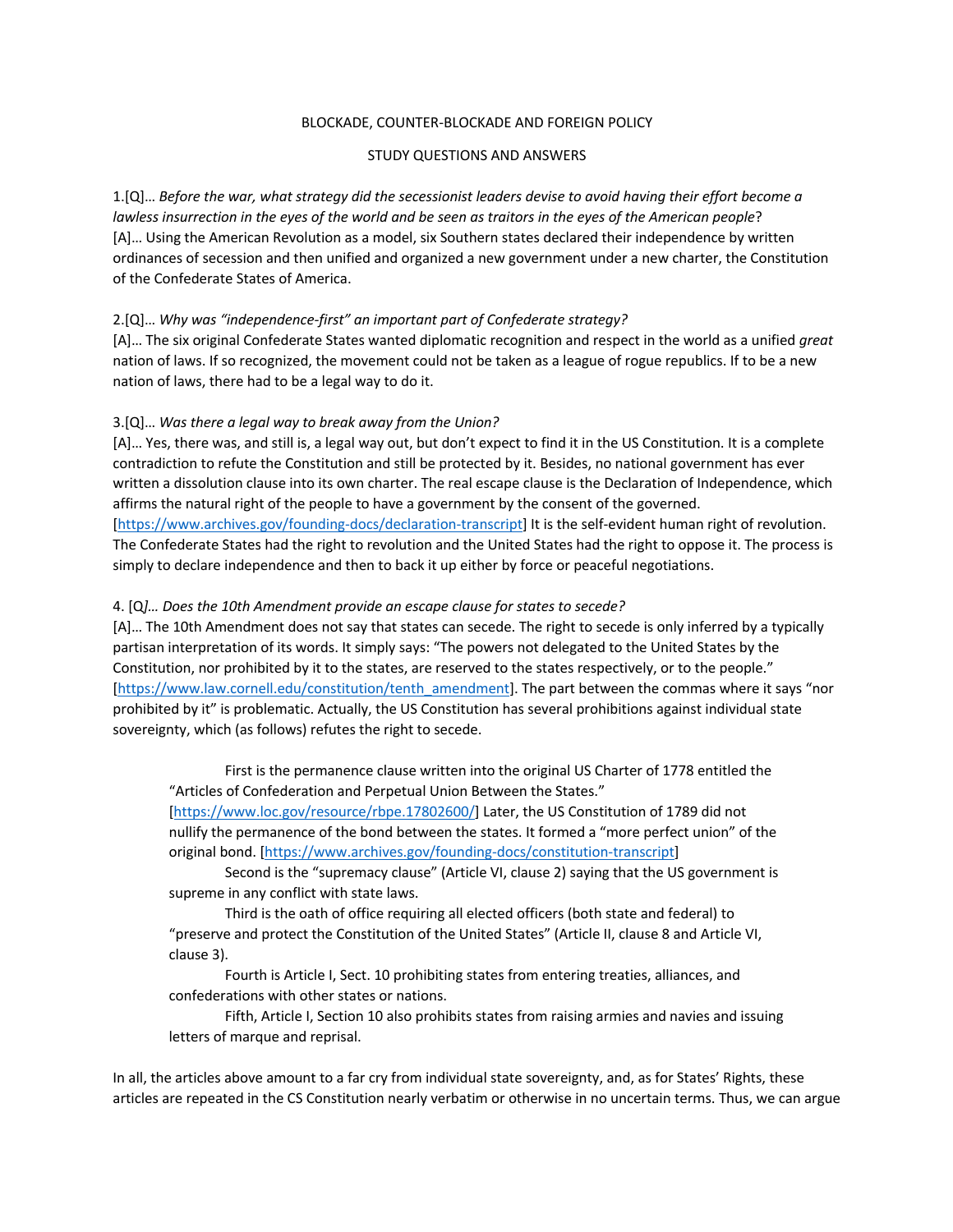BLOCKADE, COUNTER-BLOCKADE AND FOREIGN POLICY

STUDY QUESTIONS AND ANSWERS

1.[Q]… *Before the war, what strategy did the secessionist leaders devise to avoid having their effort become a lawless insurrection in the eyes of the world and be seen as traitors in the eyes of the American people*?
[A]… Using the American Revolution as a model, six Southern states declared their independence by written ordinances of secession and then unified and organized a new government under a new charter, the Constitution of the Confederate States of America.

2.[Q]… *Why was "independence-first" an important part of Confederate strategy?*
[A]… The six original Confederate States wanted diplomatic recognition and respect in the world as a unified *great* nation of laws. If so recognized, the movement could not be taken as a league of rogue republics. If to be a new nation of laws, there had to be a legal way to do it.

3.[Q]… *Was there a legal way to break away from the Union?*
[A]… Yes, there was, and still is, a legal way out, but don't expect to find it in the US Constitution. It is a complete contradiction to refute the Constitution and still be protected by it. Besides, no national government has ever written a dissolution clause into its own charter. The real escape clause is the Declaration of Independence, which affirms the natural right of the people to have a government by the consent of the governed. [https://www.archives.gov/founding-docs/declaration-transcript] It is the self-evident human right of revolution. The Confederate States had the right to revolution and the United States had the right to oppose it. The process is simply to declare independence and then to back it up either by force or peaceful negotiations.

4. [Q*]… Does the 10th Amendment provide an escape clause for states to secede?*
[A]… The 10th Amendment does not say that states can secede. The right to secede is only inferred by a typically partisan interpretation of its words. It simply says: "The powers not delegated to the United States by the Constitution, nor prohibited by it to the states, are reserved to the states respectively, or to the people." [https://www.law.cornell.edu/constitution/tenth_amendment]. The part between the commas where it says "nor prohibited by it" is problematic. Actually, the US Constitution has several prohibitions against individual state sovereignty, which (as follows) refutes the right to secede.

> First is the permanence clause written into the original US Charter of 1778 entitled the "Articles of Confederation and Perpetual Union Between the States." [https://www.loc.gov/resource/rbpe.17802600/] Later, the US Constitution of 1789 did not nullify the permanence of the bond between the states. It formed a "more perfect union" of the original bond. [https://www.archives.gov/founding-docs/constitution-transcript]
>
> Second is the "supremacy clause" (Article VI, clause 2) saying that the US government is supreme in any conflict with state laws.
>
> Third is the oath of office requiring all elected officers (both state and federal) to "preserve and protect the Constitution of the United States" (Article II, clause 8 and Article VI, clause 3).
>
> Fourth is Article I, Sect. 10 prohibiting states from entering treaties, alliances, and confederations with other states or nations.
>
> Fifth, Article I, Section 10 also prohibits states from raising armies and navies and issuing letters of marque and reprisal.

In all, the articles above amount to a far cry from individual state sovereignty, and, as for States' Rights, these articles are repeated in the CS Constitution nearly verbatim or otherwise in no uncertain terms. Thus, we can argue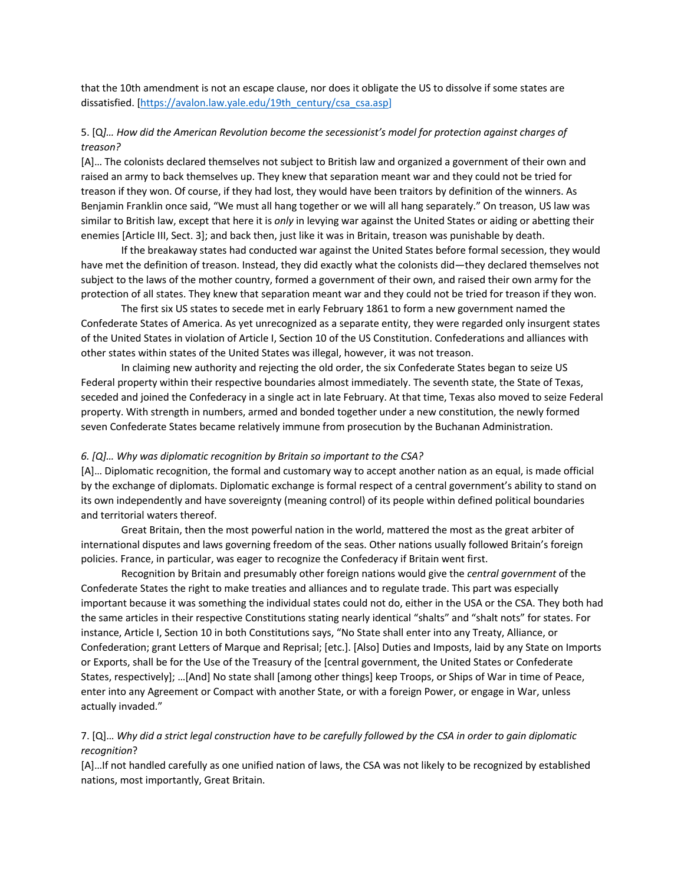that the 10th amendment is not an escape clause, nor does it obligate the US to dissolve if some states are dissatisfied. [https://avalon.law.yale.edu/19th_century/csa_csa.asp]

5. [Q*]… How did the American Revolution become the secessionist's model for protection against charges of treason?*

[A]… The colonists declared themselves not subject to British law and organized a government of their own and raised an army to back themselves up. They knew that separation meant war and they could not be tried for treason if they won. Of course, if they had lost, they would have been traitors by definition of the winners. As Benjamin Franklin once said, "We must all hang together or we will all hang separately." On treason, US law was similar to British law, except that here it is *only* in levying war against the United States or aiding or abetting their enemies [Article III, Sect. 3]; and back then, just like it was in Britain, treason was punishable by death.

If the breakaway states had conducted war against the United States before formal secession, they would have met the definition of treason. Instead, they did exactly what the colonists did—they declared themselves not subject to the laws of the mother country, formed a government of their own, and raised their own army for the protection of all states. They knew that separation meant war and they could not be tried for treason if they won.

The first six US states to secede met in early February 1861 to form a new government named the Confederate States of America. As yet unrecognized as a separate entity, they were regarded only insurgent states of the United States in violation of Article I, Section 10 of the US Constitution. Confederations and alliances with other states within states of the United States was illegal, however, it was not treason.

In claiming new authority and rejecting the old order, the six Confederate States began to seize US Federal property within their respective boundaries almost immediately. The seventh state, the State of Texas, seceded and joined the Confederacy in a single act in late February. At that time, Texas also moved to seize Federal property. With strength in numbers, armed and bonded together under a new constitution, the newly formed seven Confederate States became relatively immune from prosecution by the Buchanan Administration.

*6. [Q]… Why was diplomatic recognition by Britain so important to the CSA?*

[A]… Diplomatic recognition, the formal and customary way to accept another nation as an equal, is made official by the exchange of diplomats. Diplomatic exchange is formal respect of a central government's ability to stand on its own independently and have sovereignty (meaning control) of its people within defined political boundaries and territorial waters thereof.

Great Britain, then the most powerful nation in the world, mattered the most as the great arbiter of international disputes and laws governing freedom of the seas. Other nations usually followed Britain's foreign policies. France, in particular, was eager to recognize the Confederacy if Britain went first.

Recognition by Britain and presumably other foreign nations would give the *central government* of the Confederate States the right to make treaties and alliances and to regulate trade. This part was especially important because it was something the individual states could not do, either in the USA or the CSA. They both had the same articles in their respective Constitutions stating nearly identical "shalts" and "shalt nots" for states. For instance, Article I, Section 10 in both Constitutions says, "No State shall enter into any Treaty, Alliance, or Confederation; grant Letters of Marque and Reprisal; [etc.]. [Also] Duties and Imposts, laid by any State on Imports or Exports, shall be for the Use of the Treasury of the [central government, the United States or Confederate States, respectively]; …[And] No state shall [among other things] keep Troops, or Ships of War in time of Peace, enter into any Agreement or Compact with another State, or with a foreign Power, or engage in War, unless actually invaded."

7. [Q]… *Why did a strict legal construction have to be carefully followed by the CSA in order to gain diplomatic recognition*?

[A]…If not handled carefully as one unified nation of laws, the CSA was not likely to be recognized by established nations, most importantly, Great Britain.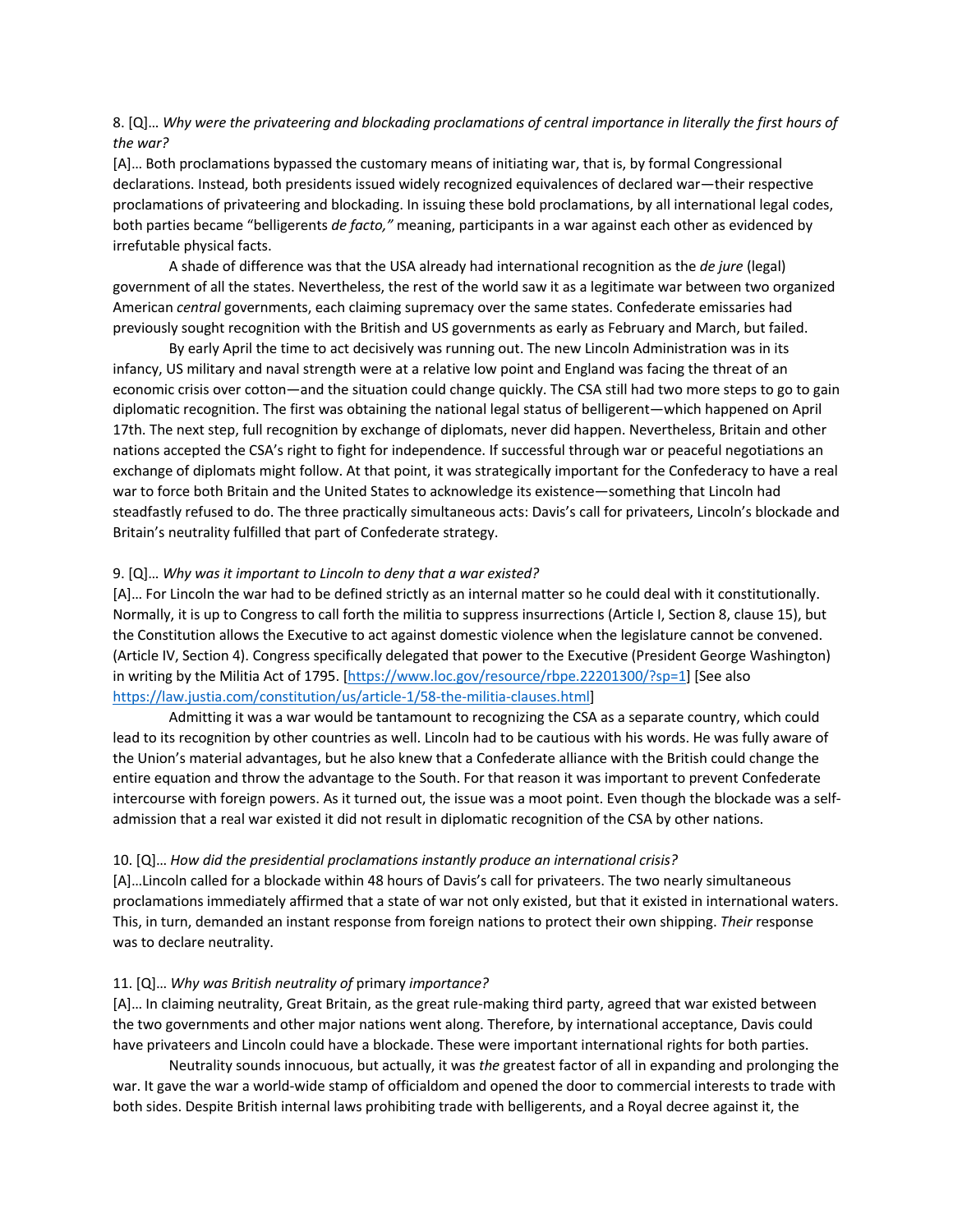8. [Q]… *Why were the privateering and blockading proclamations of central importance in literally the first hours of the war?*

[A]… Both proclamations bypassed the customary means of initiating war, that is, by formal Congressional declarations. Instead, both presidents issued widely recognized equivalences of declared war—their respective proclamations of privateering and blockading. In issuing these bold proclamations, by all international legal codes, both parties became "belligerents *de facto,*" meaning, participants in a war against each other as evidenced by irrefutable physical facts.

A shade of difference was that the USA already had international recognition as the *de jure* (legal) government of all the states. Nevertheless, the rest of the world saw it as a legitimate war between two organized American *central* governments, each claiming supremacy over the same states. Confederate emissaries had previously sought recognition with the British and US governments as early as February and March, but failed.

By early April the time to act decisively was running out. The new Lincoln Administration was in its infancy, US military and naval strength were at a relative low point and England was facing the threat of an economic crisis over cotton—and the situation could change quickly. The CSA still had two more steps to go to gain diplomatic recognition. The first was obtaining the national legal status of belligerent—which happened on April 17th. The next step, full recognition by exchange of diplomats, never did happen. Nevertheless, Britain and other nations accepted the CSA's right to fight for independence. If successful through war or peaceful negotiations an exchange of diplomats might follow. At that point, it was strategically important for the Confederacy to have a real war to force both Britain and the United States to acknowledge its existence—something that Lincoln had steadfastly refused to do. The three practically simultaneous acts: Davis's call for privateers, Lincoln's blockade and Britain's neutrality fulfilled that part of Confederate strategy.

9. [Q]… *Why was it important to Lincoln to deny that a war existed?*

[A]… For Lincoln the war had to be defined strictly as an internal matter so he could deal with it constitutionally. Normally, it is up to Congress to call forth the militia to suppress insurrections (Article I, Section 8, clause 15), but the Constitution allows the Executive to act against domestic violence when the legislature cannot be convened. (Article IV, Section 4). Congress specifically delegated that power to the Executive (President George Washington) in writing by the Militia Act of 1795. [https://www.loc.gov/resource/rbpe.22201300/?sp=1] [See also https://law.justia.com/constitution/us/article-1/58-the-militia-clauses.html]

Admitting it was a war would be tantamount to recognizing the CSA as a separate country, which could lead to its recognition by other countries as well. Lincoln had to be cautious with his words. He was fully aware of the Union's material advantages, but he also knew that a Confederate alliance with the British could change the entire equation and throw the advantage to the South. For that reason it was important to prevent Confederate intercourse with foreign powers. As it turned out, the issue was a moot point. Even though the blockade was a self-admission that a real war existed it did not result in diplomatic recognition of the CSA by other nations.

10. [Q]… *How did the presidential proclamations instantly produce an international crisis?*

[A]…Lincoln called for a blockade within 48 hours of Davis's call for privateers. The two nearly simultaneous proclamations immediately affirmed that a state of war not only existed, but that it existed in international waters. This, in turn, demanded an instant response from foreign nations to protect their own shipping. *Their* response was to declare neutrality.

11. [Q]… *Why was British neutrality of* primary *importance?*

[A]… In claiming neutrality, Great Britain, as the great rule-making third party, agreed that war existed between the two governments and other major nations went along. Therefore, by international acceptance, Davis could have privateers and Lincoln could have a blockade. These were important international rights for both parties.

Neutrality sounds innocuous, but actually, it was *the* greatest factor of all in expanding and prolonging the war. It gave the war a world-wide stamp of officialdom and opened the door to commercial interests to trade with both sides. Despite British internal laws prohibiting trade with belligerents, and a Royal decree against it, the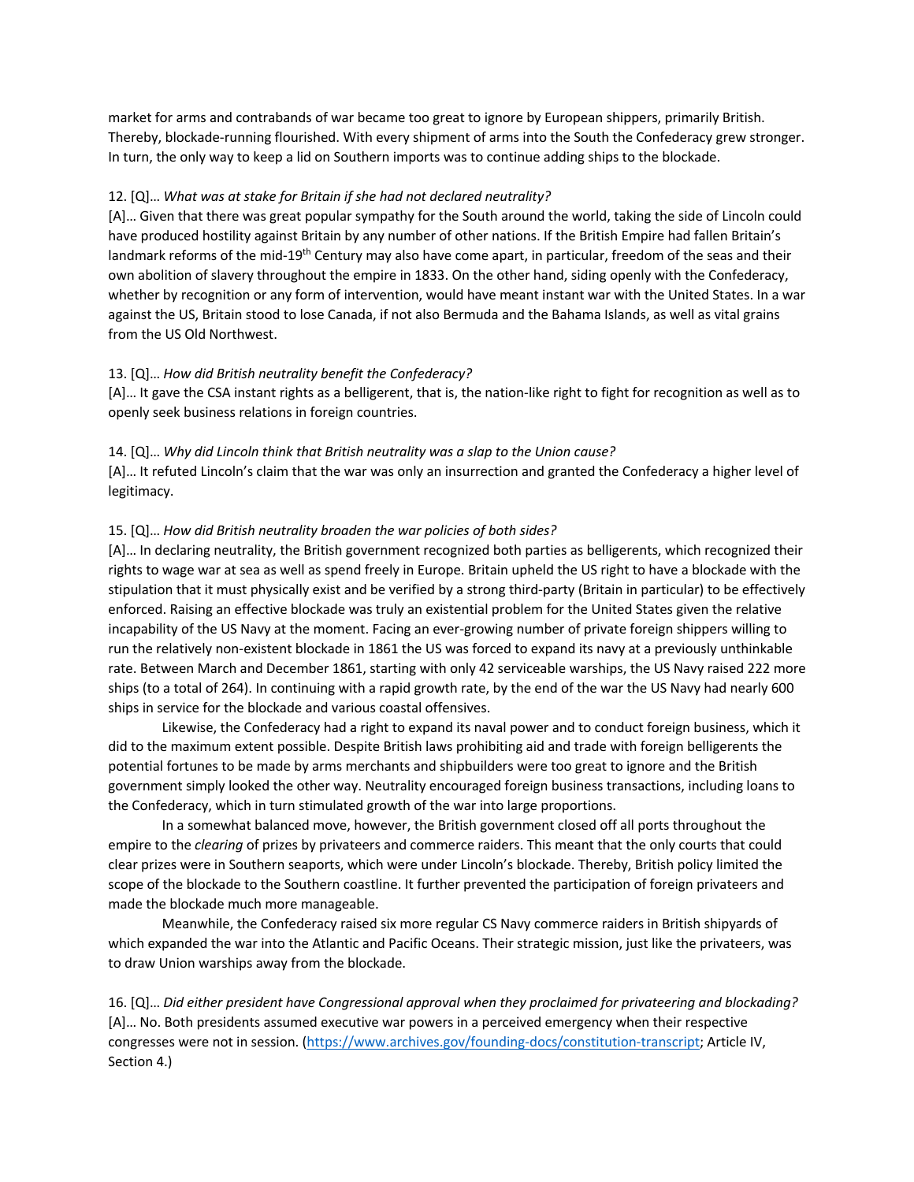market for arms and contrabands of war became too great to ignore by European shippers, primarily British. Thereby, blockade-running flourished. With every shipment of arms into the South the Confederacy grew stronger. In turn, the only way to keep a lid on Southern imports was to continue adding ships to the blockade.

12. [Q]… *What was at stake for Britain if she had not declared neutrality?*
[A]… Given that there was great popular sympathy for the South around the world, taking the side of Lincoln could have produced hostility against Britain by any number of other nations. If the British Empire had fallen Britain's landmark reforms of the mid-19th Century may also have come apart, in particular, freedom of the seas and their own abolition of slavery throughout the empire in 1833. On the other hand, siding openly with the Confederacy, whether by recognition or any form of intervention, would have meant instant war with the United States. In a war against the US, Britain stood to lose Canada, if not also Bermuda and the Bahama Islands, as well as vital grains from the US Old Northwest.

13. [Q]… *How did British neutrality benefit the Confederacy?*
[A]… It gave the CSA instant rights as a belligerent, that is, the nation-like right to fight for recognition as well as to openly seek business relations in foreign countries.

14. [Q]… *Why did Lincoln think that British neutrality was a slap to the Union cause?*
[A]… It refuted Lincoln's claim that the war was only an insurrection and granted the Confederacy a higher level of legitimacy.

15. [Q]… *How did British neutrality broaden the war policies of both sides?*
[A]… In declaring neutrality, the British government recognized both parties as belligerents, which recognized their rights to wage war at sea as well as spend freely in Europe. Britain upheld the US right to have a blockade with the stipulation that it must physically exist and be verified by a strong third-party (Britain in particular) to be effectively enforced. Raising an effective blockade was truly an existential problem for the United States given the relative incapability of the US Navy at the moment. Facing an ever-growing number of private foreign shippers willing to run the relatively non-existent blockade in 1861 the US was forced to expand its navy at a previously unthinkable rate. Between March and December 1861, starting with only 42 serviceable warships, the US Navy raised 222 more ships (to a total of 264). In continuing with a rapid growth rate, by the end of the war the US Navy had nearly 600 ships in service for the blockade and various coastal offensives.

Likewise, the Confederacy had a right to expand its naval power and to conduct foreign business, which it did to the maximum extent possible. Despite British laws prohibiting aid and trade with foreign belligerents the potential fortunes to be made by arms merchants and shipbuilders were too great to ignore and the British government simply looked the other way. Neutrality encouraged foreign business transactions, including loans to the Confederacy, which in turn stimulated growth of the war into large proportions.

In a somewhat balanced move, however, the British government closed off all ports throughout the empire to the *clearing* of prizes by privateers and commerce raiders. This meant that the only courts that could clear prizes were in Southern seaports, which were under Lincoln's blockade. Thereby, British policy limited the scope of the blockade to the Southern coastline. It further prevented the participation of foreign privateers and made the blockade much more manageable.

Meanwhile, the Confederacy raised six more regular CS Navy commerce raiders in British shipyards of which expanded the war into the Atlantic and Pacific Oceans. Their strategic mission, just like the privateers, was to draw Union warships away from the blockade.

16. [Q]… *Did either president have Congressional approval when they proclaimed for privateering and blockading?*
[A]… No. Both presidents assumed executive war powers in a perceived emergency when their respective congresses were not in session. (https://www.archives.gov/founding-docs/constitution-transcript; Article IV, Section 4.)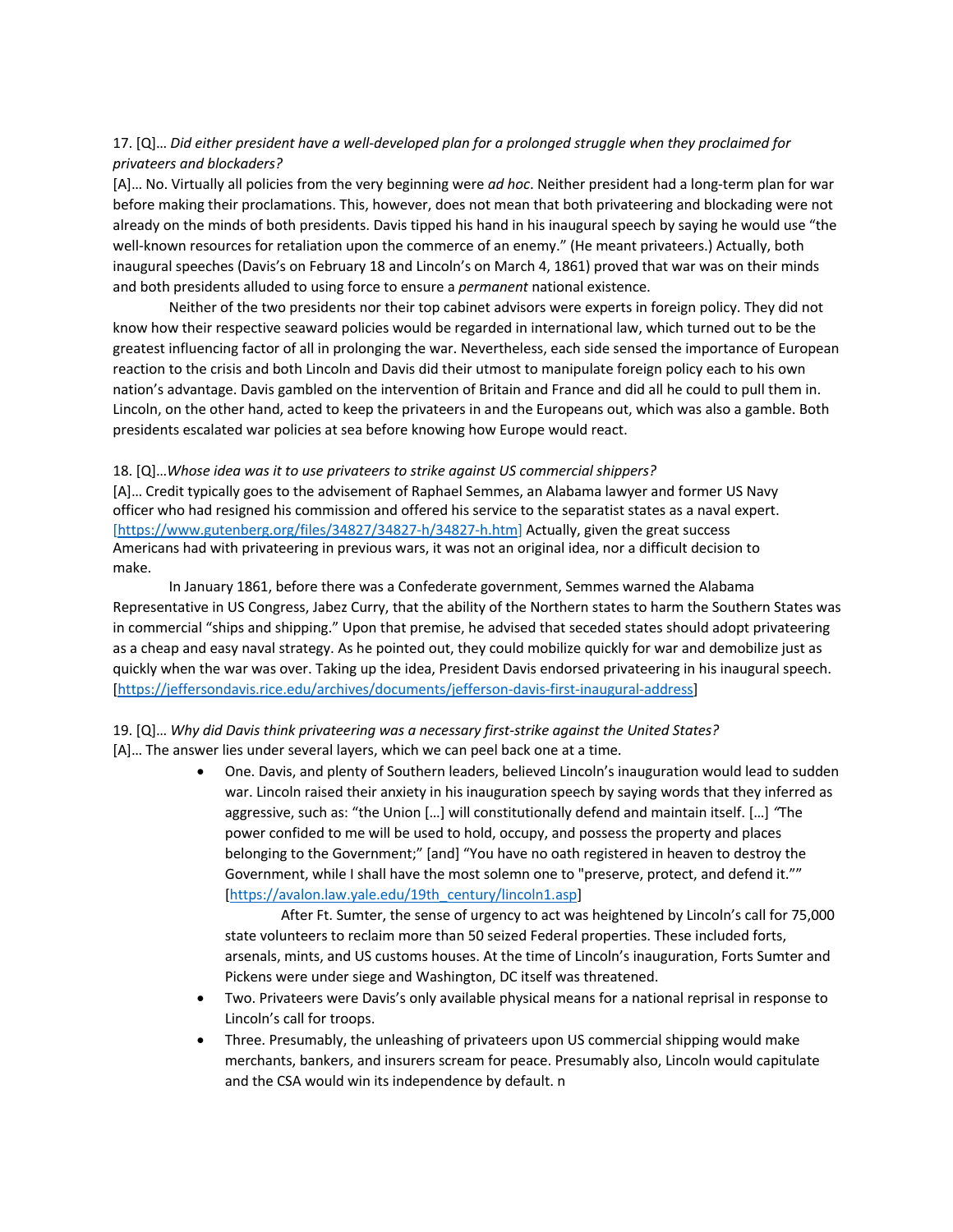17. [Q]… *Did either president have a well-developed plan for a prolonged struggle when they proclaimed for privateers and blockaders?*

[A]… No. Virtually all policies from the very beginning were *ad hoc*. Neither president had a long-term plan for war before making their proclamations. This, however, does not mean that both privateering and blockading were not already on the minds of both presidents. Davis tipped his hand in his inaugural speech by saying he would use "the well-known resources for retaliation upon the commerce of an enemy." (He meant privateers.) Actually, both inaugural speeches (Davis's on February 18 and Lincoln's on March 4, 1861) proved that war was on their minds and both presidents alluded to using force to ensure a *permanent* national existence.

Neither of the two presidents nor their top cabinet advisors were experts in foreign policy. They did not know how their respective seaward policies would be regarded in international law, which turned out to be the greatest influencing factor of all in prolonging the war. Nevertheless, each side sensed the importance of European reaction to the crisis and both Lincoln and Davis did their utmost to manipulate foreign policy each to his own nation's advantage. Davis gambled on the intervention of Britain and France and did all he could to pull them in. Lincoln, on the other hand, acted to keep the privateers in and the Europeans out, which was also a gamble. Both presidents escalated war policies at sea before knowing how Europe would react.

18. [Q]…*Whose idea was it to use privateers to strike against US commercial shippers?*

[A]… Credit typically goes to the advisement of Raphael Semmes, an Alabama lawyer and former US Navy officer who had resigned his commission and offered his service to the separatist states as a naval expert. [https://www.gutenberg.org/files/34827/34827-h/34827-h.htm] Actually, given the great success Americans had with privateering in previous wars, it was not an original idea, nor a difficult decision to make.

In January 1861, before there was a Confederate government, Semmes warned the Alabama Representative in US Congress, Jabez Curry, that the ability of the Northern states to harm the Southern States was in commercial "ships and shipping." Upon that premise, he advised that seceded states should adopt privateering as a cheap and easy naval strategy. As he pointed out, they could mobilize quickly for war and demobilize just as quickly when the war was over. Taking up the idea, President Davis endorsed privateering in his inaugural speech. [https://jeffersondavis.rice.edu/archives/documents/jefferson-davis-first-inaugural-address]

19. [Q]… *Why did Davis think privateering was a necessary first-strike against the United States?*

[A]… The answer lies under several layers, which we can peel back one at a time.

- One. Davis, and plenty of Southern leaders, believed Lincoln's inauguration would lead to sudden war. Lincoln raised their anxiety in his inauguration speech by saying words that they inferred as aggressive, such as: "the Union […] will constitutionally defend and maintain itself. […] "The power confided to me will be used to hold, occupy, and possess the property and places belonging to the Government;" [and] "You have no oath registered in heaven to destroy the Government, while I shall have the most solemn one to "preserve, protect, and defend it."" [https://avalon.law.yale.edu/19th_century/lincoln1.asp]

  After Ft. Sumter, the sense of urgency to act was heightened by Lincoln's call for 75,000 state volunteers to reclaim more than 50 seized Federal properties. These included forts, arsenals, mints, and US customs houses. At the time of Lincoln's inauguration, Forts Sumter and Pickens were under siege and Washington, DC itself was threatened.
- Two. Privateers were Davis's only available physical means for a national reprisal in response to Lincoln's call for troops.
- Three. Presumably, the unleashing of privateers upon US commercial shipping would make merchants, bankers, and insurers scream for peace. Presumably also, Lincoln would capitulate and the CSA would win its independence by default. n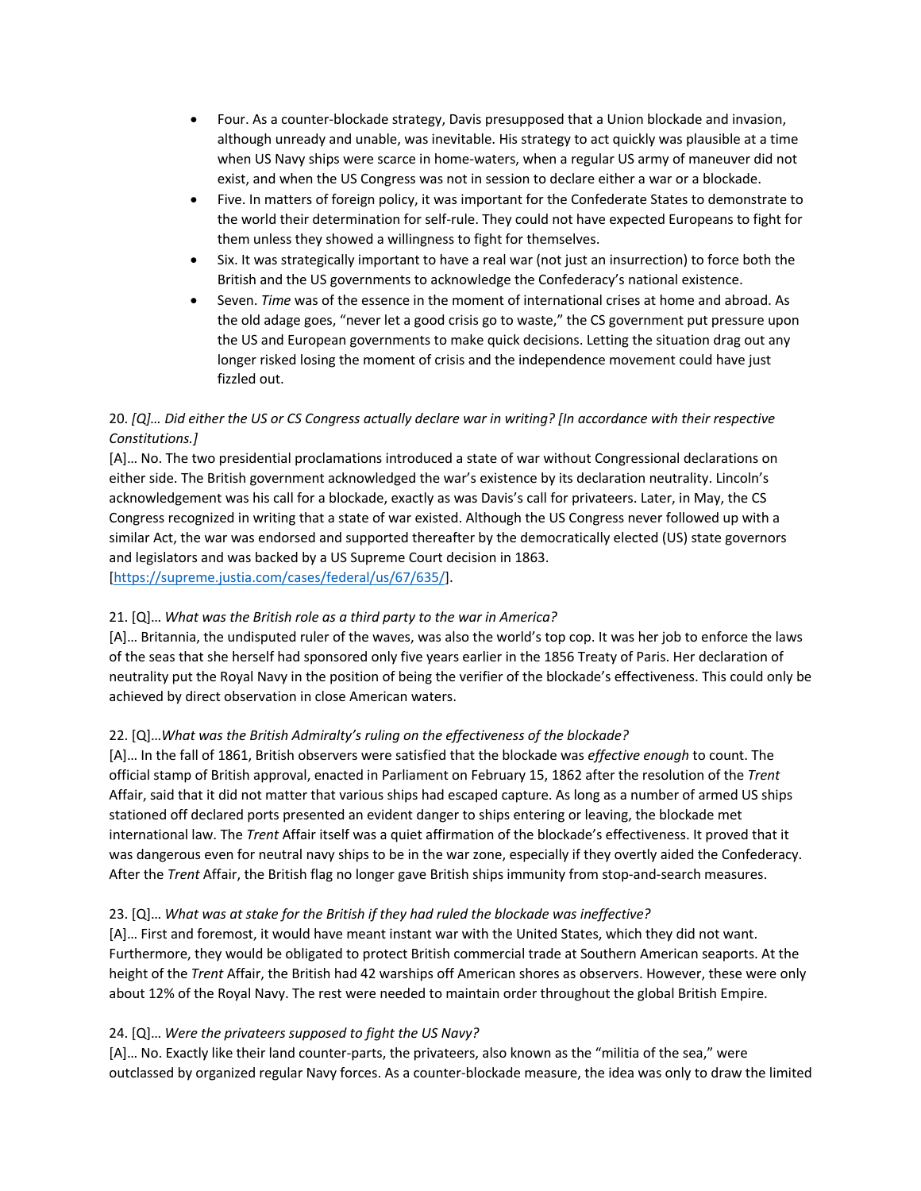- Four. As a counter-blockade strategy, Davis presupposed that a Union blockade and invasion, although unready and unable, was inevitable. His strategy to act quickly was plausible at a time when US Navy ships were scarce in home-waters, when a regular US army of maneuver did not exist, and when the US Congress was not in session to declare either a war or a blockade.
- Five. In matters of foreign policy, it was important for the Confederate States to demonstrate to the world their determination for self-rule. They could not have expected Europeans to fight for them unless they showed a willingness to fight for themselves.
- Six. It was strategically important to have a real war (not just an insurrection) to force both the British and the US governments to acknowledge the Confederacy's national existence.
- Seven. *Time* was of the essence in the moment of international crises at home and abroad. As the old adage goes, "never let a good crisis go to waste," the CS government put pressure upon the US and European governments to make quick decisions. Letting the situation drag out any longer risked losing the moment of crisis and the independence movement could have just fizzled out.

20. *[Q]… Did either the US or CS Congress actually declare war in writing? [In accordance with their respective Constitutions.]*
[A]… No. The two presidential proclamations introduced a state of war without Congressional declarations on either side. The British government acknowledged the war's existence by its declaration neutrality. Lincoln's acknowledgement was his call for a blockade, exactly as was Davis's call for privateers. Later, in May, the CS Congress recognized in writing that a state of war existed. Although the US Congress never followed up with a similar Act, the war was endorsed and supported thereafter by the democratically elected (US) state governors and legislators and was backed by a US Supreme Court decision in 1863. [https://supreme.justia.com/cases/federal/us/67/635/].

21. [Q]… *What was the British role as a third party to the war in America?*
[A]… Britannia, the undisputed ruler of the waves, was also the world's top cop. It was her job to enforce the laws of the seas that she herself had sponsored only five years earlier in the 1856 Treaty of Paris. Her declaration of neutrality put the Royal Navy in the position of being the verifier of the blockade's effectiveness. This could only be achieved by direct observation in close American waters.

22. [Q]…*What was the British Admiralty's ruling on the effectiveness of the blockade?*
[A]… In the fall of 1861, British observers were satisfied that the blockade was *effective enough* to count. The official stamp of British approval, enacted in Parliament on February 15, 1862 after the resolution of the *Trent* Affair, said that it did not matter that various ships had escaped capture. As long as a number of armed US ships stationed off declared ports presented an evident danger to ships entering or leaving, the blockade met international law. The *Trent* Affair itself was a quiet affirmation of the blockade's effectiveness. It proved that it was dangerous even for neutral navy ships to be in the war zone, especially if they overtly aided the Confederacy. After the *Trent* Affair, the British flag no longer gave British ships immunity from stop-and-search measures.

23. [Q]… *What was at stake for the British if they had ruled the blockade was ineffective?*
[A]… First and foremost, it would have meant instant war with the United States, which they did not want. Furthermore, they would be obligated to protect British commercial trade at Southern American seaports. At the height of the *Trent* Affair, the British had 42 warships off American shores as observers. However, these were only about 12% of the Royal Navy. The rest were needed to maintain order throughout the global British Empire.

24. [Q]… *Were the privateers supposed to fight the US Navy?*
[A]… No. Exactly like their land counter-parts, the privateers, also known as the "militia of the sea," were outclassed by organized regular Navy forces. As a counter-blockade measure, the idea was only to draw the limited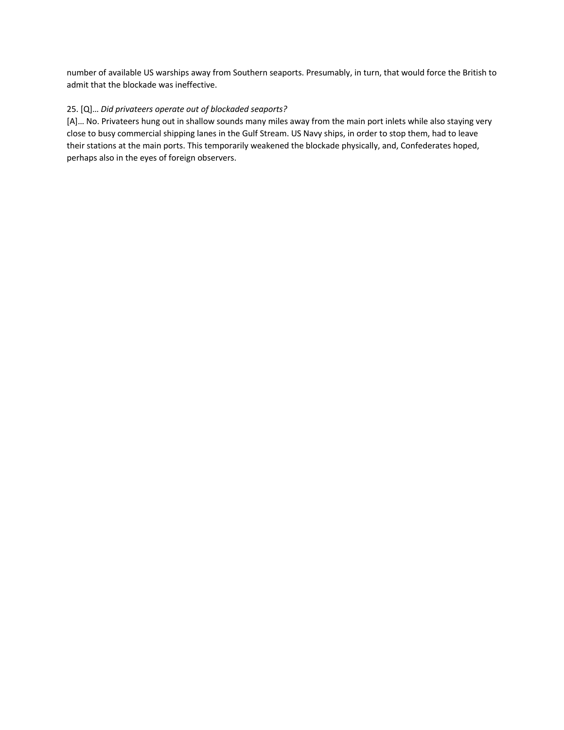number of available US warships away from Southern seaports. Presumably, in turn, that would force the British to admit that the blockade was ineffective.

25. [Q]… *Did privateers operate out of blockaded seaports?*
[A]… No. Privateers hung out in shallow sounds many miles away from the main port inlets while also staying very close to busy commercial shipping lanes in the Gulf Stream. US Navy ships, in order to stop them, had to leave their stations at the main ports. This temporarily weakened the blockade physically, and, Confederates hoped, perhaps also in the eyes of foreign observers.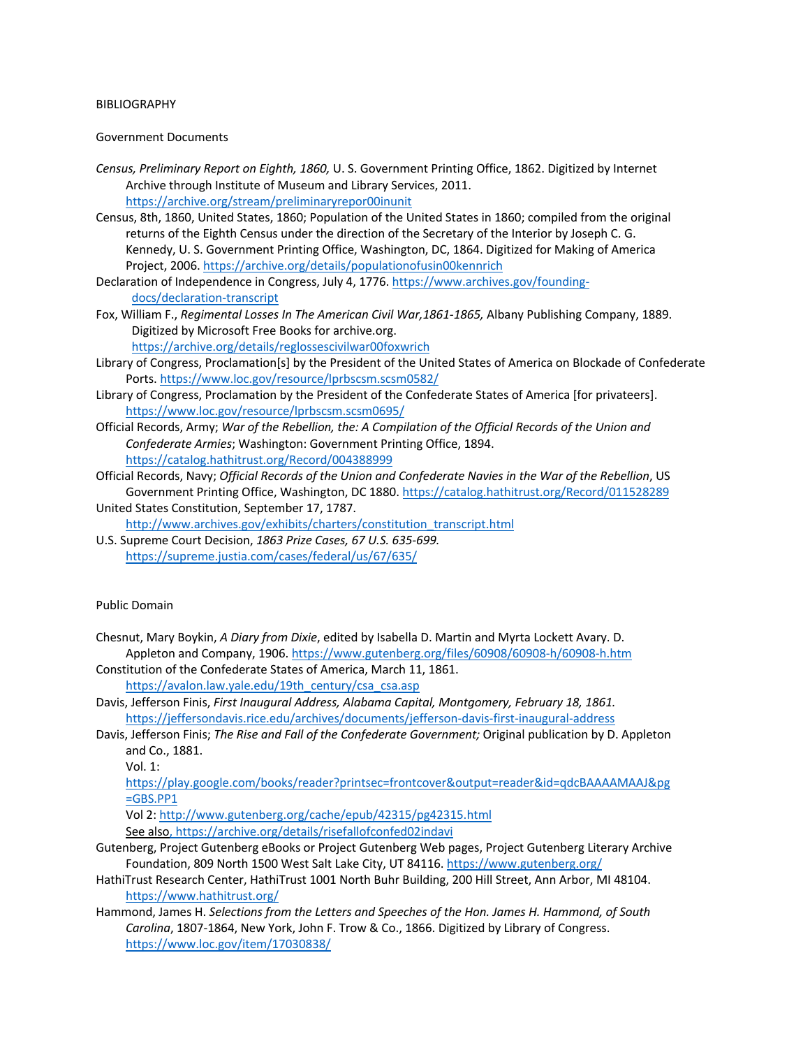BIBLIOGRAPHY

Government Documents

*Census, Preliminary Report on Eighth, 1860,* U. S. Government Printing Office, 1862. Digitized by Internet Archive through Institute of Museum and Library Services, 2011. https://archive.org/stream/preliminaryrepor00inunit

Census, 8th, 1860, United States, 1860; Population of the United States in 1860; compiled from the original returns of the Eighth Census under the direction of the Secretary of the Interior by Joseph C. G. Kennedy, U. S. Government Printing Office, Washington, DC, 1864. Digitized for Making of America Project, 2006. https://archive.org/details/populationofusin00kennrich

Declaration of Independence in Congress, July 4, 1776. https://www.archives.gov/founding-docs/declaration-transcript

Fox, William F., *Regimental Losses In The American Civil War,1861-1865,* Albany Publishing Company, 1889. Digitized by Microsoft Free Books for archive.org. https://archive.org/details/reglossescivilwar00foxwrich

Library of Congress, Proclamation[s] by the President of the United States of America on Blockade of Confederate Ports. https://www.loc.gov/resource/lprbscsm.scsm0582/

Library of Congress, Proclamation by the President of the Confederate States of America [for privateers]. https://www.loc.gov/resource/lprbscsm.scsm0695/

Official Records, Army; *War of the Rebellion, the: A Compilation of the Official Records of the Union and Confederate Armies*; Washington: Government Printing Office, 1894. https://catalog.hathitrust.org/Record/004388999

Official Records, Navy; *Official Records of the Union and Confederate Navies in the War of the Rebellion*, US Government Printing Office, Washington, DC 1880. https://catalog.hathitrust.org/Record/011528289

United States Constitution, September 17, 1787. http://www.archives.gov/exhibits/charters/constitution_transcript.html

U.S. Supreme Court Decision, *1863 Prize Cases, 67 U.S. 635-699.* https://supreme.justia.com/cases/federal/us/67/635/

Public Domain

Chesnut, Mary Boykin, *A Diary from Dixie*, edited by Isabella D. Martin and Myrta Lockett Avary. D. Appleton and Company, 1906. https://www.gutenberg.org/files/60908/60908-h/60908-h.htm

Constitution of the Confederate States of America, March 11, 1861. https://avalon.law.yale.edu/19th_century/csa_csa.asp

Davis, Jefferson Finis, *First Inaugural Address, Alabama Capital, Montgomery, February 18, 1861.* https://jeffersondavis.rice.edu/archives/documents/jefferson-davis-first-inaugural-address

Davis, Jefferson Finis; *The Rise and Fall of the Confederate Government;* Original publication by D. Appleton and Co., 1881.
Vol. 1: https://play.google.com/books/reader?printsec=frontcover&output=reader&id=qdcBAAAAMAAJ&pg=GBS.PP1
Vol 2: http://www.gutenberg.org/cache/epub/42315/pg42315.html
See also, https://archive.org/details/risefallofconfed02indavi

Gutenberg, Project Gutenberg eBooks or Project Gutenberg Web pages, Project Gutenberg Literary Archive Foundation, 809 North 1500 West Salt Lake City, UT 84116. https://www.gutenberg.org/

HathiTrust Research Center, HathiTrust 1001 North Buhr Building, 200 Hill Street, Ann Arbor, MI 48104. https://www.hathitrust.org/

Hammond, James H. *Selections from the Letters and Speeches of the Hon. James H. Hammond, of South Carolina*, 1807-1864, New York, John F. Trow & Co., 1866. Digitized by Library of Congress. https://www.loc.gov/item/17030838/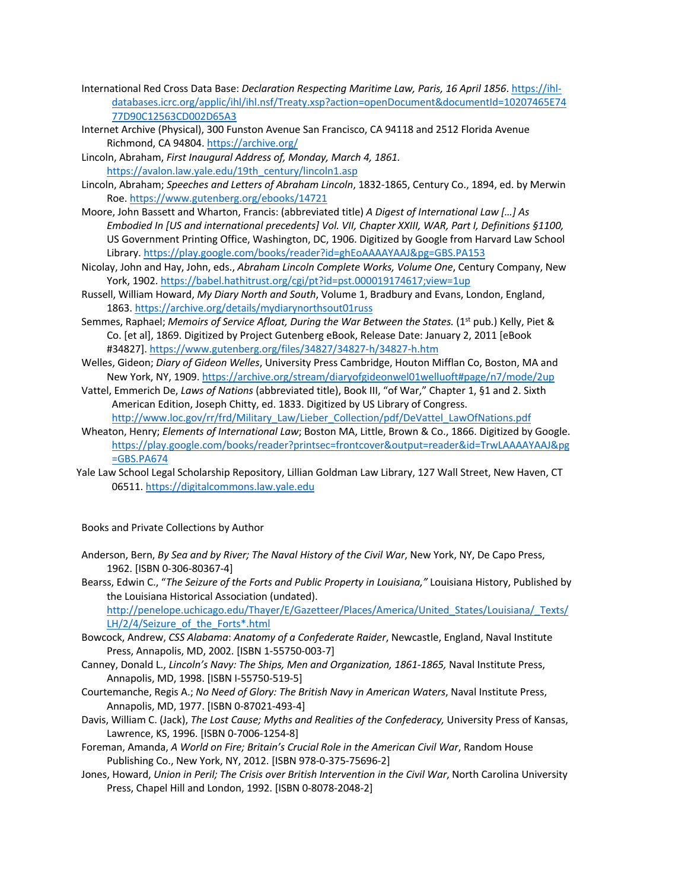International Red Cross Data Base: *Declaration Respecting Maritime Law, Paris, 16 April 1856*. https://ihl-databases.icrc.org/applic/ihl/ihl.nsf/Treaty.xsp?action=openDocument&documentId=10207465E7477D90C12563CD002D65A3

Internet Archive (Physical), 300 Funston Avenue San Francisco, CA 94118 and 2512 Florida Avenue Richmond, CA 94804. https://archive.org/

Lincoln, Abraham, *First Inaugural Address of, Monday, March 4, 1861.* https://avalon.law.yale.edu/19th_century/lincoln1.asp

Lincoln, Abraham; *Speeches and Letters of Abraham Lincoln*, 1832-1865, Century Co., 1894, ed. by Merwin Roe. https://www.gutenberg.org/ebooks/14721

Moore, John Bassett and Wharton, Francis: (abbreviated title) *A Digest of International Law […] As Embodied In [US and international precedents] Vol. VII, Chapter XXIII, WAR, Part I, Definitions §1100,* US Government Printing Office, Washington, DC, 1906. Digitized by Google from Harvard Law School Library. https://play.google.com/books/reader?id=ghEoAAAAYAAJ&pg=GBS.PA153

Nicolay, John and Hay, John, eds., *Abraham Lincoln Complete Works, Volume One*, Century Company, New York, 1902. https://babel.hathitrust.org/cgi/pt?id=pst.000019174617;view=1up

Russell, William Howard, *My Diary North and South*, Volume 1, Bradbury and Evans, London, England, 1863. https://archive.org/details/mydiarynorthsout01russ

Semmes, Raphael; *Memoirs of Service Afloat, During the War Between the States.* (1st pub.) Kelly, Piet & Co. [et al], 1869. Digitized by Project Gutenberg eBook, Release Date: January 2, 2011 [eBook #34827]. https://www.gutenberg.org/files/34827/34827-h/34827-h.htm

Welles, Gideon; *Diary of Gideon Welles*, University Press Cambridge, Houton Mifflan Co, Boston, MA and New York, NY, 1909. https://archive.org/stream/diaryofgideonwel01welluoft#page/n7/mode/2up

Vattel, Emmerich De, *Laws of Nations* (abbreviated title), Book III, "of War," Chapter 1, §1 and 2. Sixth American Edition, Joseph Chitty, ed. 1833. Digitized by US Library of Congress. http://www.loc.gov/rr/frd/Military_Law/Lieber_Collection/pdf/DeVattel_LawOfNations.pdf

Wheaton, Henry; *Elements of International Law*; Boston MA, Little, Brown & Co., 1866. Digitized by Google. https://play.google.com/books/reader?printsec=frontcover&output=reader&id=TrwLAAAAYAAJ&pg=GBS.PA674

Yale Law School Legal Scholarship Repository, Lillian Goldman Law Library, 127 Wall Street, New Haven, CT 06511. https://digitalcommons.law.yale.edu

Books and Private Collections by Author

Anderson, Bern, *By Sea and by River; The Naval History of the Civil War*, New York, NY, De Capo Press, 1962. [ISBN 0-306-80367-4]

Bearss, Edwin C., "*The Seizure of the Forts and Public Property in Louisiana,"* Louisiana History, Published by the Louisiana Historical Association (undated). http://penelope.uchicago.edu/Thayer/E/Gazetteer/Places/America/United_States/Louisiana/_Texts/LH/2/4/Seizure_of_the_Forts*.html

Bowcock, Andrew, *CSS Alabama*: *Anatomy of a Confederate Raider*, Newcastle, England, Naval Institute Press, Annapolis, MD, 2002. [ISBN 1-55750-003-7]

Canney, Donald L., *Lincoln's Navy: The Ships, Men and Organization, 1861-1865,* Naval Institute Press, Annapolis, MD, 1998. [ISBN I-55750-519-5]

Courtemanche, Regis A.; *No Need of Glory: The British Navy in American Waters*, Naval Institute Press, Annapolis, MD, 1977. [ISBN 0-87021-493-4]

Davis, William C. (Jack), *The Lost Cause; Myths and Realities of the Confederacy,* University Press of Kansas, Lawrence, KS, 1996. [ISBN 0-7006-1254-8]

Foreman, Amanda, *A World on Fire; Britain's Crucial Role in the American Civil War*, Random House Publishing Co., New York, NY, 2012. [ISBN 978-0-375-75696-2]

Jones, Howard, *Union in Peril; The Crisis over British Intervention in the Civil War*, North Carolina University Press, Chapel Hill and London, 1992. [ISBN 0-8078-2048-2]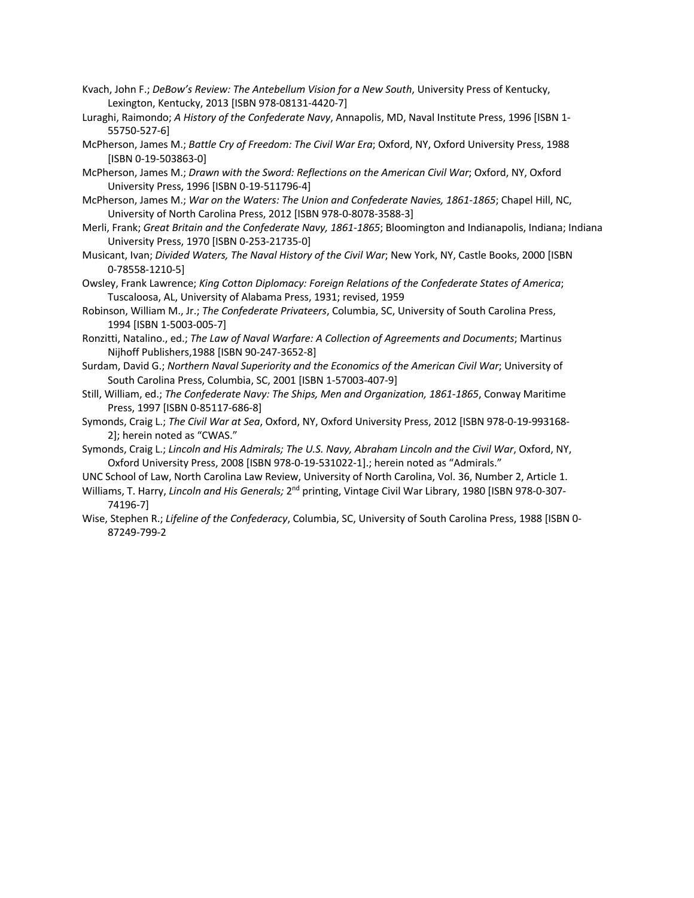Kvach, John F.; *DeBow's Review: The Antebellum Vision for a New South*, University Press of Kentucky, Lexington, Kentucky, 2013 [ISBN 978-08131-4420-7]

Luraghi, Raimondo; *A History of the Confederate Navy*, Annapolis, MD, Naval Institute Press, 1996 [ISBN 1-55750-527-6]

McPherson, James M.; *Battle Cry of Freedom: The Civil War Era*; Oxford, NY, Oxford University Press, 1988 [ISBN 0-19-503863-0]

McPherson, James M.; *Drawn with the Sword: Reflections on the American Civil War*; Oxford, NY, Oxford University Press, 1996 [ISBN 0-19-511796-4]

McPherson, James M.; *War on the Waters: The Union and Confederate Navies, 1861-1865*; Chapel Hill, NC, University of North Carolina Press, 2012 [ISBN 978-0-8078-3588-3]

Merli, Frank; *Great Britain and the Confederate Navy, 1861-1865*; Bloomington and Indianapolis, Indiana; Indiana University Press, 1970 [ISBN 0-253-21735-0]

Musicant, Ivan; *Divided Waters, The Naval History of the Civil War*; New York, NY, Castle Books, 2000 [ISBN 0-78558-1210-5]

Owsley, Frank Lawrence; *King Cotton Diplomacy: Foreign Relations of the Confederate States of America*; Tuscaloosa, AL, University of Alabama Press, 1931; revised, 1959

Robinson, William M., Jr.; *The Confederate Privateers*, Columbia, SC, University of South Carolina Press, 1994 [ISBN 1-5003-005-7]

Ronzitti, Natalino., ed.; *The Law of Naval Warfare: A Collection of Agreements and Documents*; Martinus Nijhoff Publishers,1988 [ISBN 90-247-3652-8]

Surdam, David G.; *Northern Naval Superiority and the Economics of the American Civil War*; University of South Carolina Press, Columbia, SC, 2001 [ISBN 1-57003-407-9]

Still, William, ed.; *The Confederate Navy: The Ships, Men and Organization, 1861-1865*, Conway Maritime Press, 1997 [ISBN 0-85117-686-8]

Symonds, Craig L.; *The Civil War at Sea*, Oxford, NY, Oxford University Press, 2012 [ISBN 978-0-19-993168-2]; herein noted as "CWAS."

Symonds, Craig L.; *Lincoln and His Admirals; The U.S. Navy, Abraham Lincoln and the Civil War*, Oxford, NY, Oxford University Press, 2008 [ISBN 978-0-19-531022-1].; herein noted as "Admirals."

UNC School of Law, North Carolina Law Review, University of North Carolina, Vol. 36, Number 2, Article 1.

Williams, T. Harry, *Lincoln and His Generals;* 2nd printing, Vintage Civil War Library, 1980 [ISBN 978-0-307-74196-7]

Wise, Stephen R.; *Lifeline of the Confederacy*, Columbia, SC, University of South Carolina Press, 1988 [ISBN 0-87249-799-2